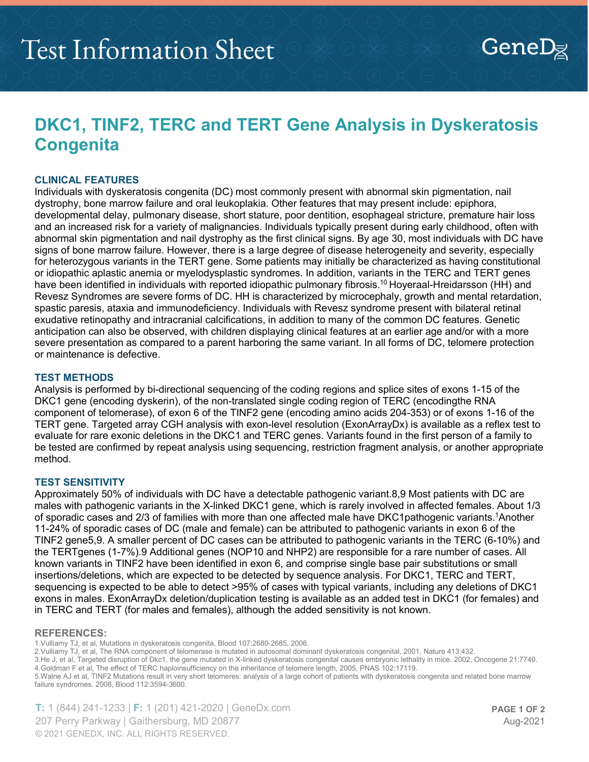# Test Information Sheet

## DKC1, TINF2, TERC and TERT Gene Analysis in Dyskeratosis Congenita

### CLINICAL FEATURES

Individuals with dyskeratosis congenita (DC) most commonly present with abnormal skin pigmentation, nail dystrophy, bone marrow failure and oral leukoplakia. Other features that may present include: epiphora, developmental delay, pulmonary disease, short stature, poor dentition, esophageal stricture, premature hair loss and an increased risk for a variety of malignancies. Individuals typically present during early childhood, often with abnormal skin pigmentation and nail dystrophy as the first clinical signs. By age 30, most individuals with DC have signs of bone marrow failure. However, there is a large degree of disease heterogeneity and severity, especially for heterozygous variants in the TERT gene. Some patients may initially be characterized as having constitutional or idiopathic aplastic anemia or myelodysplastic syndromes. In addition, variants in the TERC and TERT genes have been identified in individuals with reported idiopathic pulmonary fibrosis.[10] Hoyeraal-Hreidarsson (HH) and Revesz Syndromes are severe forms of DC. HH is characterized by microcephaly, growth and mental retardation, spastic paresis, ataxia and immunodeficiency. Individuals with Revesz syndrome present with bilateral retinal exudative retinopathy and intracranial calcifications, in addition to many of the common DC features. Genetic anticipation can also be observed, with children displaying clinical features at an earlier age and/or with a more severe presentation as compared to a parent harboring the same variant. In all forms of DC, telomere protection or maintenance is defective.

### TEST METHODS

Analysis is performed by bi-directional sequencing of the coding regions and splice sites of exons 1-15 of the DKC1 gene (encoding dyskerin), of the non-translated single coding region of TERC (encodingthe RNA component of telomerase), of exon 6 of the TINF2 gene (encoding amino acids 204-353) or of exons 1-16 of the TERT gene. Targeted array CGH analysis with exon-level resolution (ExonArrayDx) is available as a reflex test to evaluate for rare exonic deletions in the DKC1 and TERC genes. Variants found in the first person of a family to be tested are confirmed by repeat analysis using sequencing, restriction fragment analysis, or another appropriate method.

### TEST SENSITIVITY

Approximately 50% of individuals with DC have a detectable pathogenic variant.8,9 Most patients with DC are males with pathogenic variants in the X-linked DKC1 gene, which is rarely involved in affected females. About 1/3 of sporadic cases and 2/3 of families with more than one affected male have DKC1pathogenic variants.[1]Another 11-24% of sporadic cases of DC (male and female) can be attributed to pathogenic variants in exon 6 of the TINF2 gene5,9. A smaller percent of DC cases can be attributed to pathogenic variants in the TERC (6-10%) and the TERTgenes (1-7%).9 Additional genes (NOP10 and NHP2) are responsible for a rare number of cases. All known variants in TINF2 have been identified in exon 6, and comprise single base pair substitutions or small insertions/deletions, which are expected to be detected by sequence analysis. For DKC1, TERC and TERT, sequencing is expected to be able to detect >95% of cases with typical variants, including any deletions of DKC1 exons in males. ExonArrayDx deletion/duplication testing is available as an added test in DKC1 (for females) and in TERC and TERT (for males and females), although the added sensitivity is not known.

### REFERENCES:

1. Vulliamy TJ, et al, Mutations in dyskeratosis congenita, Blood 107:2680-2685, 2006.
2. Vulliamy TJ, et al, The RNA component of telomerase is mutated in autosomal dominant dyskeratosis congenital, 2001, Nature 413:432.
3. He J, et al, Targeted disruption of Dkc1, the gene mutated in X-linked dyskeratosis congenital causes embryonic lethality in mice. 2002, Oncogene 21:7740.
4. Goldman F et al, The effect of TERC haploinsufficiency on the inheritance of telomere length, 2005, PNAS 102:17119.
5. Walne AJ et al, TINF2 Mutations result in very short telomeres: analysis of a large cohort of patients with dyskeratosis congenita and related bone marrow failure syndromes. 2008, Blood 112:3594-3600.

**T:** 1 (844) 241-1233 | **F:** 1 (201) 421-2020 | GeneDx.com
207 Perry Parkway | Gaithersburg, MD 20877
© 2021 GENEDX, INC. ALL RIGHTS RESERVED.

Aug-2021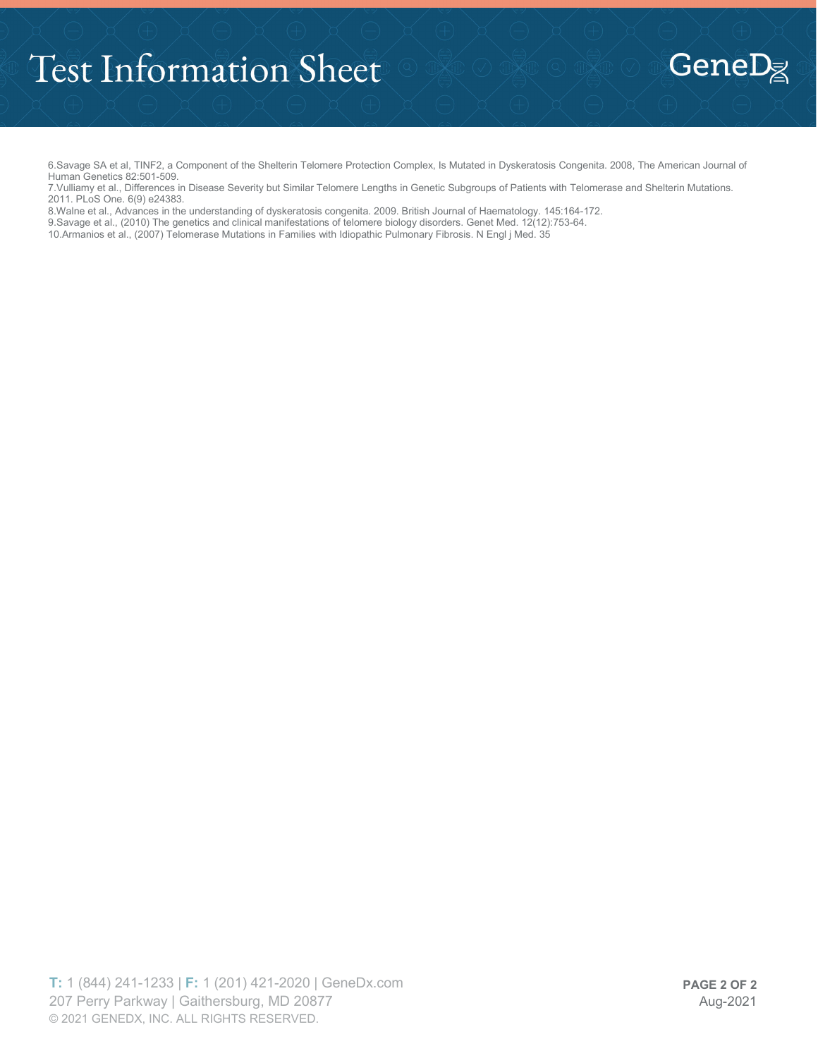6.Savage SA et al, TINF2, a Component of the Shelterin Telomere Protection Complex, Is Mutated in Dyskeratosis Congenita. 2008, The American Journal of Human Genetics 82:501-509.
7.Vulliamy et al., Differences in Disease Severity but Similar Telomere Lengths in Genetic Subgroups of Patients with Telomerase and Shelterin Mutations. 2011. PLoS One. 6(9) e24383.
8.Walne et al., Advances in the understanding of dyskeratosis congenita. 2009. British Journal of Haematology. 145:164-172.
9.Savage et al., (2010) The genetics and clinical manifestations of telomere biology disorders. Genet Med. 12(12):753-64.
10.Armanios et al., (2007) Telomerase Mutations in Families with Idiopathic Pulmonary Fibrosis. N Engl j Med. 35